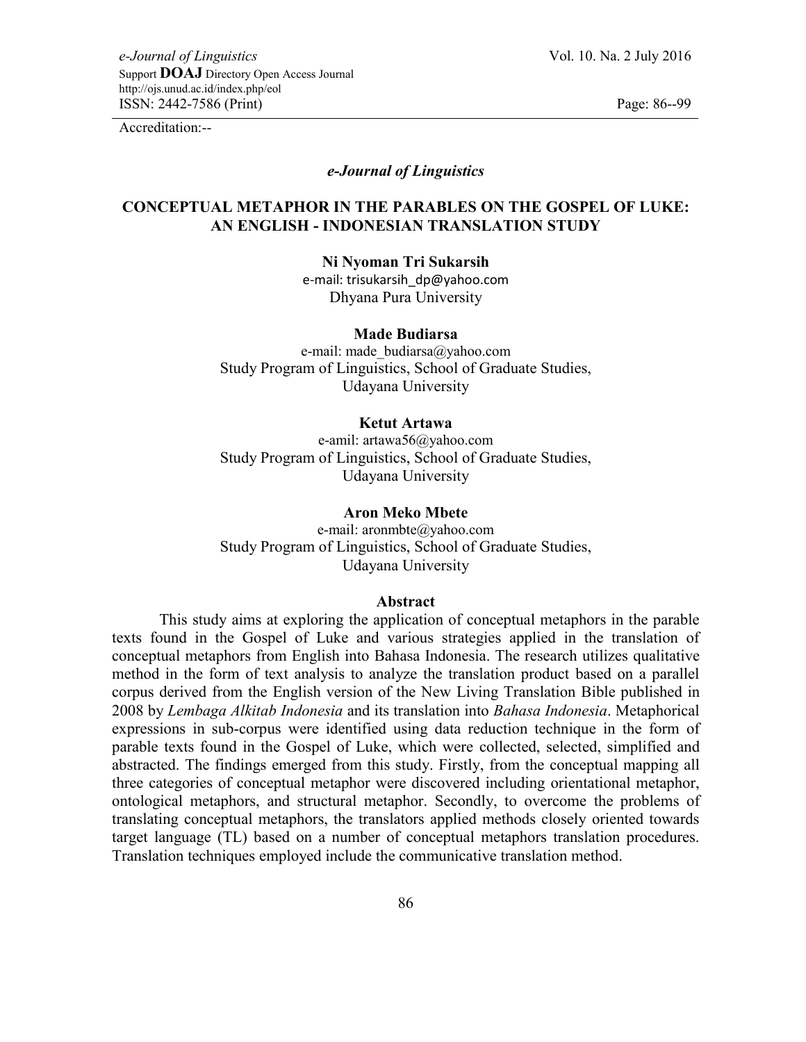Accreditation:--

*e-Journal of Linguistics*

# CONCEPTUAL METAPHOR IN THE PARABLES ON THE GOSPEL OF LUKE: AN ENGLISH - INDONESIAN TRANSLATION STUDY

**Ni Nyoman Tri Sukarsih**
e-mail: trisukarsih_dp@yahoo.com
Dhyana Pura University

**Made Budiarsa**
e-mail: made_budiarsa@yahoo.com
Study Program of Linguistics, School of Graduate Studies,
Udayana University

**Ketut Artawa**
e-amil: artawa56@yahoo.com
Study Program of Linguistics, School of Graduate Studies,
Udayana University

**Aron Meko Mbete**
e-mail: aronmbte@yahoo.com
Study Program of Linguistics, School of Graduate Studies,
Udayana University

## Abstract

This study aims at exploring the application of conceptual metaphors in the parable texts found in the Gospel of Luke and various strategies applied in the translation of conceptual metaphors from English into Bahasa Indonesia. The research utilizes qualitative method in the form of text analysis to analyze the translation product based on a parallel corpus derived from the English version of the New Living Translation Bible published in 2008 by *Lembaga Alkitab Indonesia* and its translation into *Bahasa Indonesia*. Metaphorical expressions in sub-corpus were identified using data reduction technique in the form of parable texts found in the Gospel of Luke, which were collected, selected, simplified and abstracted. The findings emerged from this study. Firstly, from the conceptual mapping all three categories of conceptual metaphor were discovered including orientational metaphor, ontological metaphors, and structural metaphor. Secondly, to overcome the problems of translating conceptual metaphors, the translators applied methods closely oriented towards target language (TL) based on a number of conceptual metaphors translation procedures. Translation techniques employed include the communicative translation method.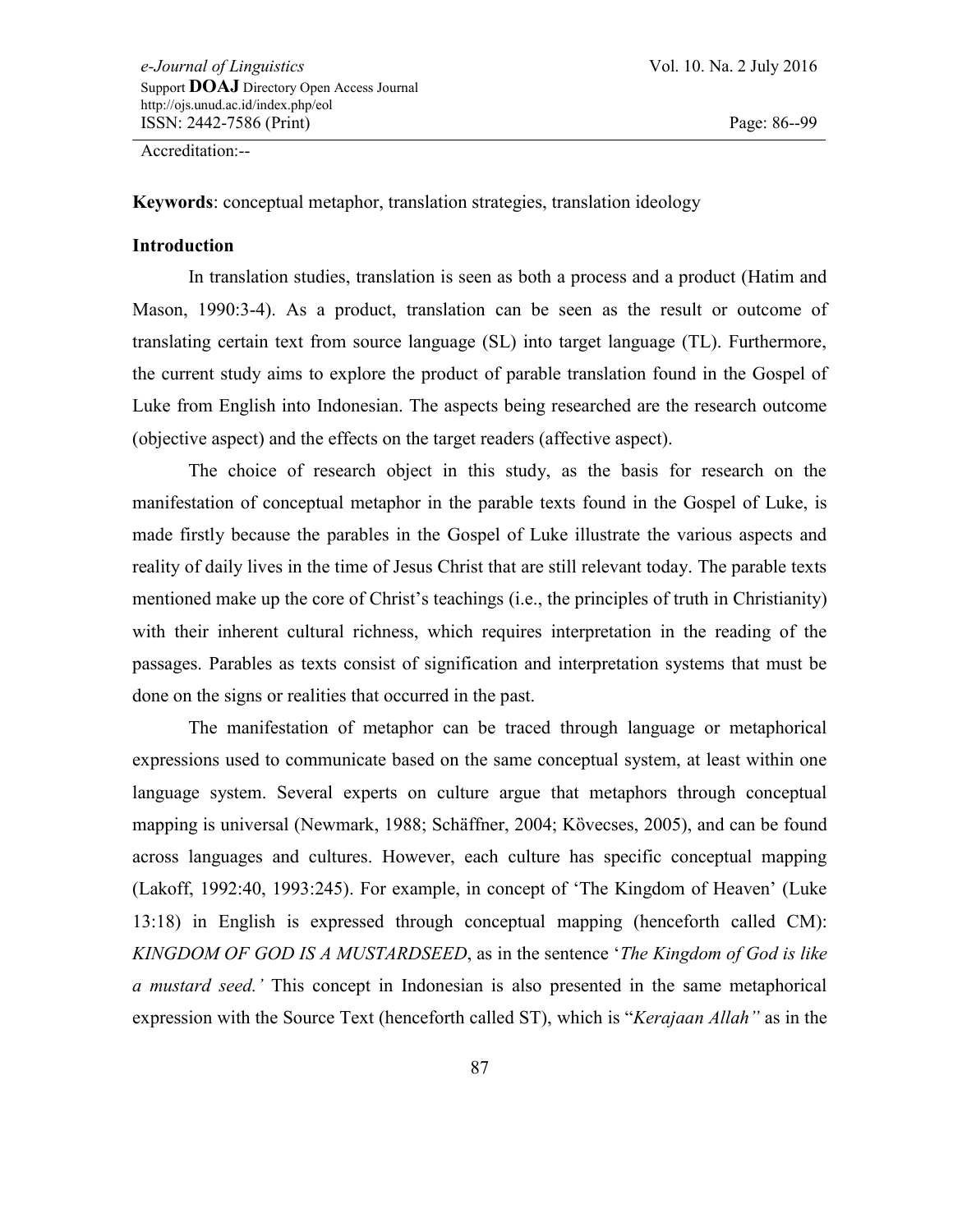Accreditation:--

**Keywords**: conceptual metaphor, translation strategies, translation ideology

## Introduction

In translation studies, translation is seen as both a process and a product (Hatim and Mason, 1990:3-4). As a product, translation can be seen as the result or outcome of translating certain text from source language (SL) into target language (TL). Furthermore, the current study aims to explore the product of parable translation found in the Gospel of Luke from English into Indonesian. The aspects being researched are the research outcome (objective aspect) and the effects on the target readers (affective aspect).

The choice of research object in this study, as the basis for research on the manifestation of conceptual metaphor in the parable texts found in the Gospel of Luke, is made firstly because the parables in the Gospel of Luke illustrate the various aspects and reality of daily lives in the time of Jesus Christ that are still relevant today. The parable texts mentioned make up the core of Christ's teachings (i.e., the principles of truth in Christianity) with their inherent cultural richness, which requires interpretation in the reading of the passages. Parables as texts consist of signification and interpretation systems that must be done on the signs or realities that occurred in the past.

The manifestation of metaphor can be traced through language or metaphorical expressions used to communicate based on the same conceptual system, at least within one language system. Several experts on culture argue that metaphors through conceptual mapping is universal (Newmark, 1988; Schäffner, 2004; Kővecses, 2005), and can be found across languages and cultures. However, each culture has specific conceptual mapping (Lakoff, 1992:40, 1993:245). For example, in concept of 'The Kingdom of Heaven' (Luke 13:18) in English is expressed through conceptual mapping (henceforth called CM): *KINGDOM OF GOD IS A MUSTARDSEED*, as in the sentence '*The Kingdom of God is like a mustard seed.'* This concept in Indonesian is also presented in the same metaphorical expression with the Source Text (henceforth called ST), which is "*Kerajaan Allah"* as in the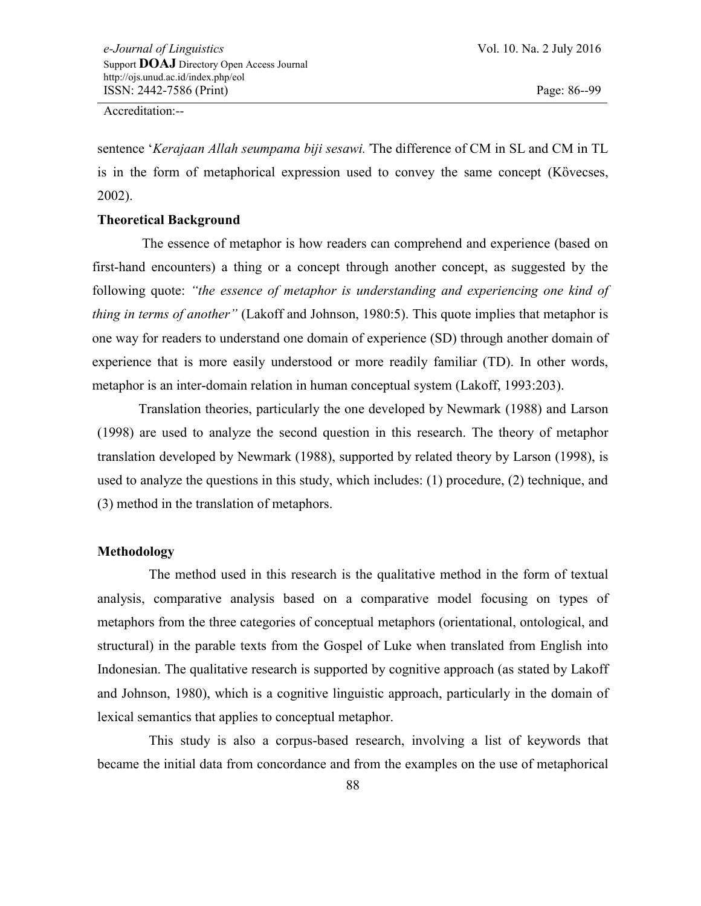sentence '*Kerajaan Allah seumpama biji sesawi.'* The difference of CM in SL and CM in TL is in the form of metaphorical expression used to convey the same concept (Kövecses, 2002).

**Theoretical Background**

The essence of metaphor is how readers can comprehend and experience (based on first-hand encounters) a thing or a concept through another concept, as suggested by the following quote: *"the essence of metaphor is understanding and experiencing one kind of thing in terms of another"* (Lakoff and Johnson, 1980:5). This quote implies that metaphor is one way for readers to understand one domain of experience (SD) through another domain of experience that is more easily understood or more readily familiar (TD). In other words, metaphor is an inter-domain relation in human conceptual system (Lakoff, 1993:203).

Translation theories, particularly the one developed by Newmark (1988) and Larson (1998) are used to analyze the second question in this research. The theory of metaphor translation developed by Newmark (1988), supported by related theory by Larson (1998), is used to analyze the questions in this study, which includes: (1) procedure, (2) technique, and (3) method in the translation of metaphors.

**Methodology**

The method used in this research is the qualitative method in the form of textual analysis, comparative analysis based on a comparative model focusing on types of metaphors from the three categories of conceptual metaphors (orientational, ontological, and structural) in the parable texts from the Gospel of Luke when translated from English into Indonesian. The qualitative research is supported by cognitive approach (as stated by Lakoff and Johnson, 1980), which is a cognitive linguistic approach, particularly in the domain of lexical semantics that applies to conceptual metaphor.

This study is also a corpus-based research, involving a list of keywords that became the initial data from concordance and from the examples on the use of metaphorical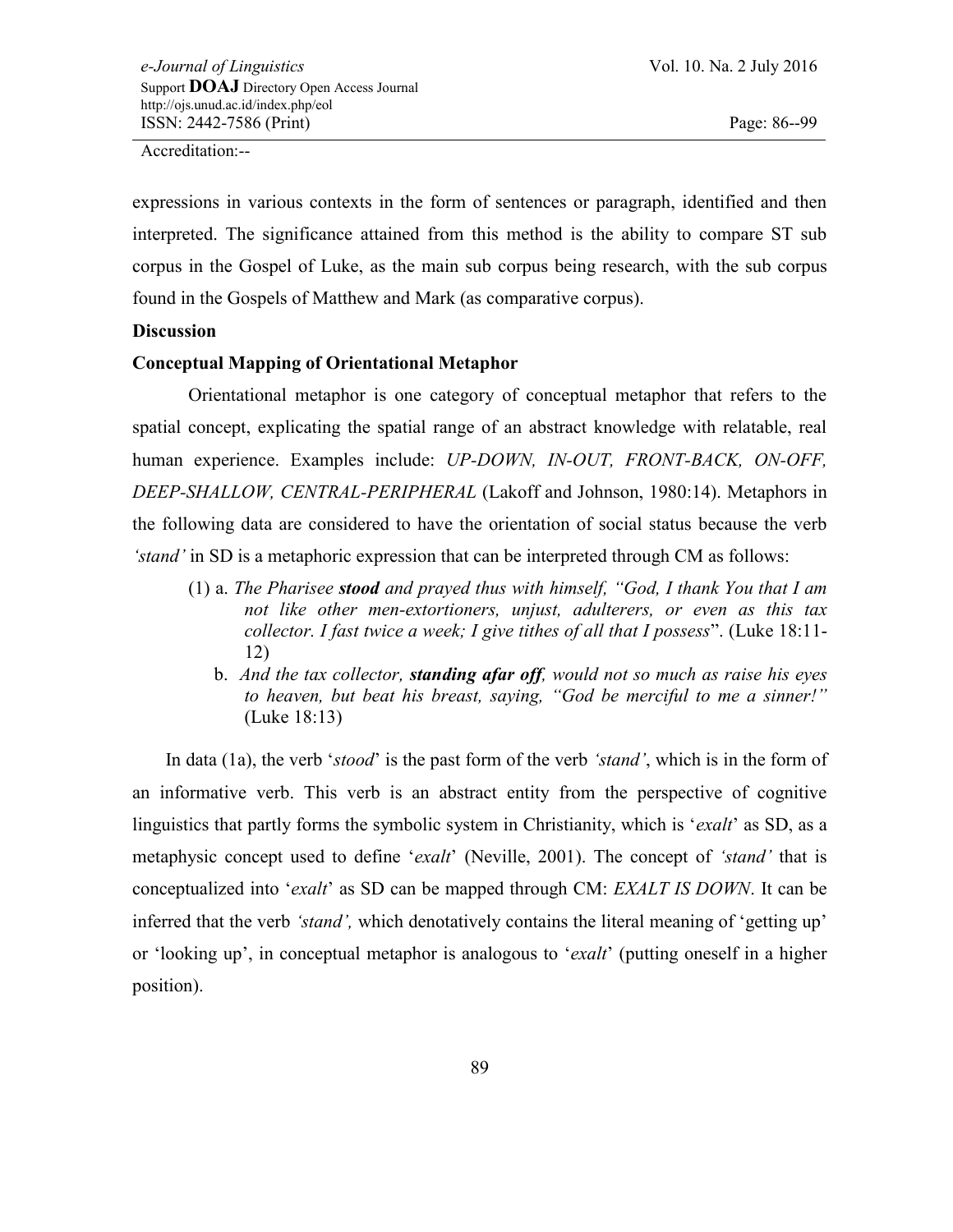expressions in various contexts in the form of sentences or paragraph, identified and then interpreted. The significance attained from this method is the ability to compare ST sub corpus in the Gospel of Luke, as the main sub corpus being research, with the sub corpus found in the Gospels of Matthew and Mark (as comparative corpus).

**Discussion**

**Conceptual Mapping of Orientational Metaphor**

Orientational metaphor is one category of conceptual metaphor that refers to the spatial concept, explicating the spatial range of an abstract knowledge with relatable, real human experience. Examples include: *UP-DOWN, IN-OUT, FRONT-BACK, ON-OFF, DEEP-SHALLOW, CENTRAL-PERIPHERAL* (Lakoff and Johnson, 1980:14). Metaphors in the following data are considered to have the orientation of social status because the verb *'stand'* in SD is a metaphoric expression that can be interpreted through CM as follows:

(1) a. *The Pharisee* ***stood*** *and prayed thus with himself, "God, I thank You that I am not like other men-extortioners, unjust, adulterers, or even as this tax collector. I fast twice a week; I give tithes of all that I possess*". (Luke 18:11-12)

b. *And the tax collector,* ***standing afar off****, would not so much as raise his eyes to heaven, but beat his breast, saying, "God be merciful to me a sinner!"* (Luke 18:13)

In data (1a), the verb '*stood*' is the past form of the verb *'stand'*, which is in the form of an informative verb. This verb is an abstract entity from the perspective of cognitive linguistics that partly forms the symbolic system in Christianity, which is '*exalt*' as SD, as a metaphysic concept used to define '*exalt*' (Neville, 2001). The concept of *'stand'* that is conceptualized into '*exalt*' as SD can be mapped through CM: *EXALT IS DOWN*. It can be inferred that the verb *'stand',* which denotatively contains the literal meaning of 'getting up' or 'looking up', in conceptual metaphor is analogous to '*exalt*' (putting oneself in a higher position).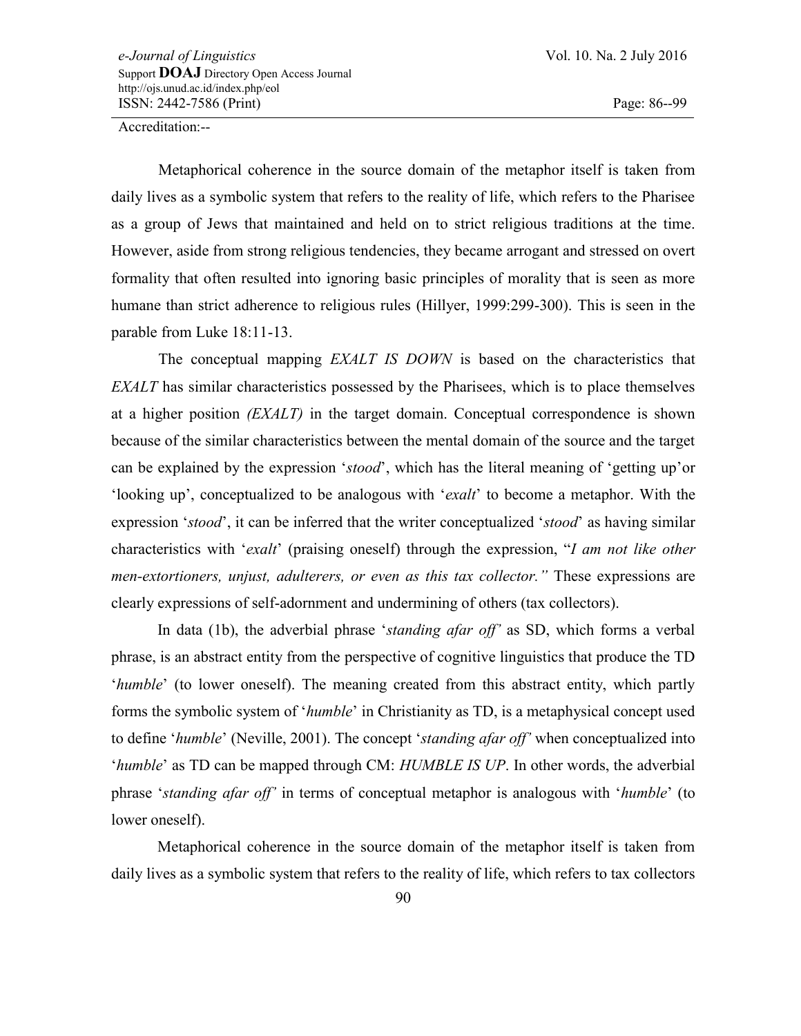Metaphorical coherence in the source domain of the metaphor itself is taken from daily lives as a symbolic system that refers to the reality of life, which refers to the Pharisee as a group of Jews that maintained and held on to strict religious traditions at the time. However, aside from strong religious tendencies, they became arrogant and stressed on overt formality that often resulted into ignoring basic principles of morality that is seen as more humane than strict adherence to religious rules (Hillyer, 1999:299-300). This is seen in the parable from Luke 18:11-13.

The conceptual mapping *EXALT IS DOWN* is based on the characteristics that *EXALT* has similar characteristics possessed by the Pharisees, which is to place themselves at a higher position *(EXALT)* in the target domain. Conceptual correspondence is shown because of the similar characteristics between the mental domain of the source and the target can be explained by the expression '*stood*', which has the literal meaning of 'getting up'or 'looking up', conceptualized to be analogous with '*exalt*' to become a metaphor. With the expression '*stood*', it can be inferred that the writer conceptualized '*stood*' as having similar characteristics with '*exalt*' (praising oneself) through the expression, "*I am not like other men-extortioners, unjust, adulterers, or even as this tax collector."* These expressions are clearly expressions of self-adornment and undermining of others (tax collectors).

In data (1b), the adverbial phrase '*standing afar off'* as SD, which forms a verbal phrase, is an abstract entity from the perspective of cognitive linguistics that produce the TD '*humble*' (to lower oneself). The meaning created from this abstract entity, which partly forms the symbolic system of '*humble*' in Christianity as TD, is a metaphysical concept used to define '*humble*' (Neville, 2001). The concept '*standing afar off'* when conceptualized into '*humble*' as TD can be mapped through CM: *HUMBLE IS UP*. In other words, the adverbial phrase '*standing afar off'* in terms of conceptual metaphor is analogous with '*humble*' (to lower oneself).

Metaphorical coherence in the source domain of the metaphor itself is taken from daily lives as a symbolic system that refers to the reality of life, which refers to tax collectors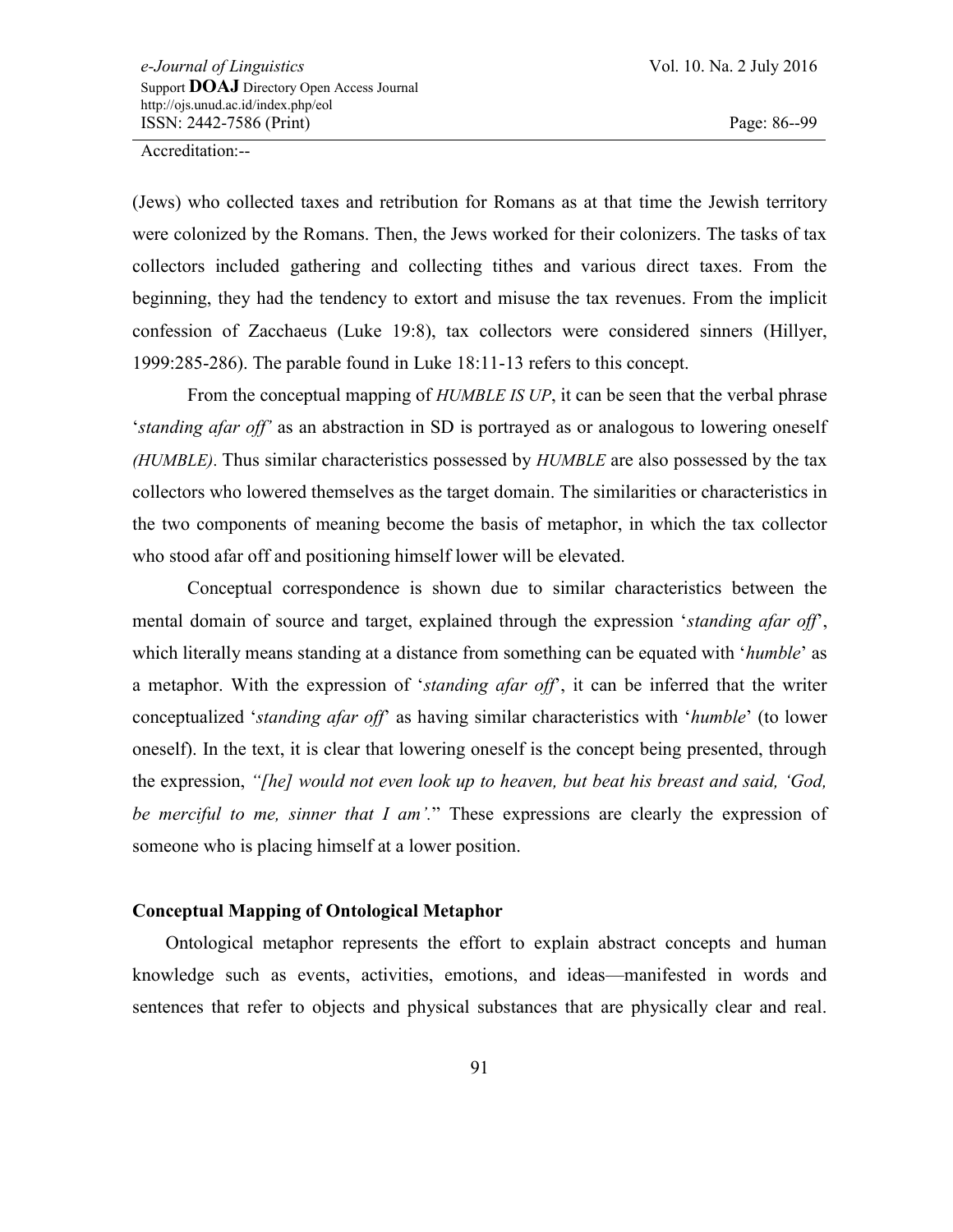(Jews) who collected taxes and retribution for Romans as at that time the Jewish territory were colonized by the Romans. Then, the Jews worked for their colonizers. The tasks of tax collectors included gathering and collecting tithes and various direct taxes. From the beginning, they had the tendency to extort and misuse the tax revenues. From the implicit confession of Zacchaeus (Luke 19:8), tax collectors were considered sinners (Hillyer, 1999:285-286). The parable found in Luke 18:11-13 refers to this concept.

From the conceptual mapping of *HUMBLE IS UP*, it can be seen that the verbal phrase '*standing afar off'* as an abstraction in SD is portrayed as or analogous to lowering oneself *(HUMBLE)*. Thus similar characteristics possessed by *HUMBLE* are also possessed by the tax collectors who lowered themselves as the target domain. The similarities or characteristics in the two components of meaning become the basis of metaphor, in which the tax collector who stood afar off and positioning himself lower will be elevated.

Conceptual correspondence is shown due to similar characteristics between the mental domain of source and target, explained through the expression '*standing afar off*', which literally means standing at a distance from something can be equated with '*humble*' as a metaphor. With the expression of '*standing afar off*', it can be inferred that the writer conceptualized '*standing afar off*' as having similar characteristics with '*humble*' (to lower oneself). In the text, it is clear that lowering oneself is the concept being presented, through the expression, *"[he] would not even look up to heaven, but beat his breast and said, 'God, be merciful to me, sinner that I am'.*" These expressions are clearly the expression of someone who is placing himself at a lower position.

### Conceptual Mapping of Ontological Metaphor

Ontological metaphor represents the effort to explain abstract concepts and human knowledge such as events, activities, emotions, and ideas—manifested in words and sentences that refer to objects and physical substances that are physically clear and real.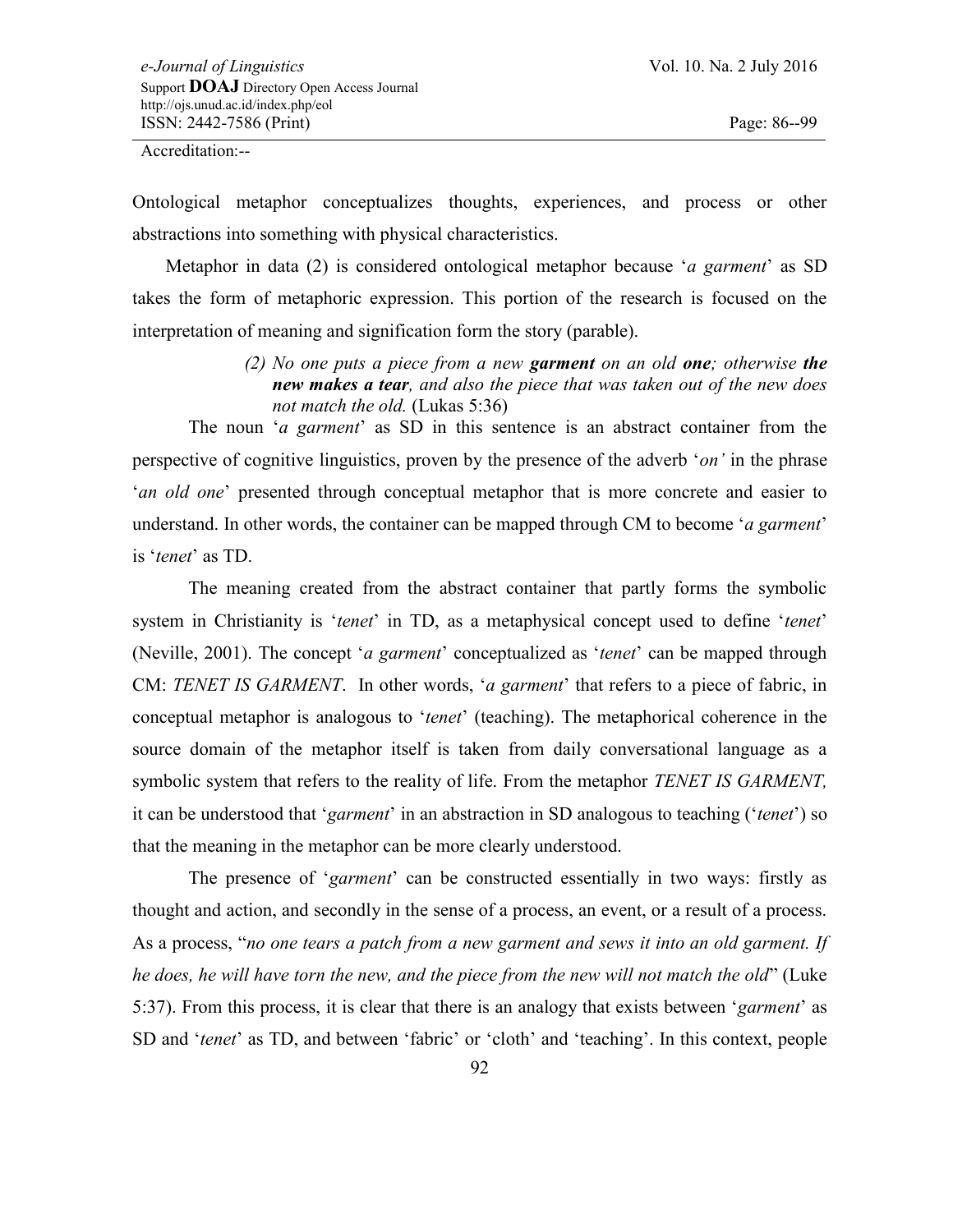Ontological metaphor conceptualizes thoughts, experiences, and process or other abstractions into something with physical characteristics.

Metaphor in data (2) is considered ontological metaphor because '*a garment*' as SD takes the form of metaphoric expression. This portion of the research is focused on the interpretation of meaning and signification form the story (parable).

> *(2) No one puts a piece from a new* ***garment*** *on an old* ***one****; otherwise* ***the new makes a tear****, and also the piece that was taken out of the new does not match the old.* (Lukas 5:36)

The noun '*a garment*' as SD in this sentence is an abstract container from the perspective of cognitive linguistics, proven by the presence of the adverb '*on'* in the phrase '*an old one*' presented through conceptual metaphor that is more concrete and easier to understand. In other words, the container can be mapped through CM to become '*a garment*' is '*tenet*' as TD.

The meaning created from the abstract container that partly forms the symbolic system in Christianity is '*tenet*' in TD, as a metaphysical concept used to define '*tenet*' (Neville, 2001). The concept '*a garment*' conceptualized as '*tenet*' can be mapped through CM: *TENET IS GARMENT*. In other words, '*a garment*' that refers to a piece of fabric, in conceptual metaphor is analogous to '*tenet*' (teaching). The metaphorical coherence in the source domain of the metaphor itself is taken from daily conversational language as a symbolic system that refers to the reality of life. From the metaphor *TENET IS GARMENT,* it can be understood that '*garment*' in an abstraction in SD analogous to teaching ('*tenet*') so that the meaning in the metaphor can be more clearly understood.

The presence of '*garment*' can be constructed essentially in two ways: firstly as thought and action, and secondly in the sense of a process, an event, or a result of a process. As a process, "*no one tears a patch from a new garment and sews it into an old garment. If he does, he will have torn the new, and the piece from the new will not match the old*" (Luke 5:37). From this process, it is clear that there is an analogy that exists between '*garment*' as SD and '*tenet*' as TD, and between 'fabric' or 'cloth' and 'teaching'. In this context, people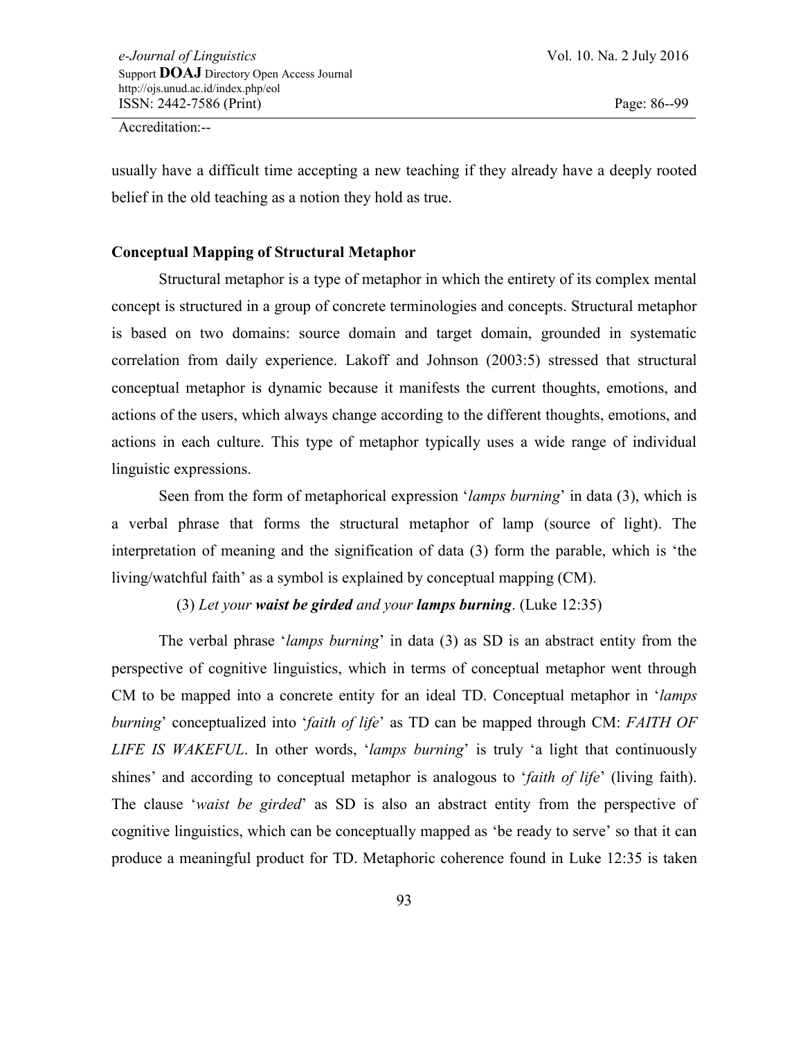usually have a difficult time accepting a new teaching if they already have a deeply rooted belief in the old teaching as a notion they hold as true.

### Conceptual Mapping of Structural Metaphor

Structural metaphor is a type of metaphor in which the entirety of its complex mental concept is structured in a group of concrete terminologies and concepts. Structural metaphor is based on two domains: source domain and target domain, grounded in systematic correlation from daily experience. Lakoff and Johnson (2003:5) stressed that structural conceptual metaphor is dynamic because it manifests the current thoughts, emotions, and actions of the users, which always change according to the different thoughts, emotions, and actions in each culture. This type of metaphor typically uses a wide range of individual linguistic expressions.

Seen from the form of metaphorical expression '*lamps burning*' in data (3), which is a verbal phrase that forms the structural metaphor of lamp (source of light). The interpretation of meaning and the signification of data (3) form the parable, which is 'the living/watchful faith' as a symbol is explained by conceptual mapping (CM).

(3) *Let your **waist be girded** and your **lamps burning***. (Luke 12:35)

The verbal phrase '*lamps burning*' in data (3) as SD is an abstract entity from the perspective of cognitive linguistics, which in terms of conceptual metaphor went through CM to be mapped into a concrete entity for an ideal TD. Conceptual metaphor in '*lamps burning*' conceptualized into '*faith of life*' as TD can be mapped through CM: *FAITH OF LIFE IS WAKEFUL*. In other words, '*lamps burning*' is truly 'a light that continuously shines' and according to conceptual metaphor is analogous to '*faith of life*' (living faith). The clause '*waist be girded*' as SD is also an abstract entity from the perspective of cognitive linguistics, which can be conceptually mapped as 'be ready to serve' so that it can produce a meaningful product for TD. Metaphoric coherence found in Luke 12:35 is taken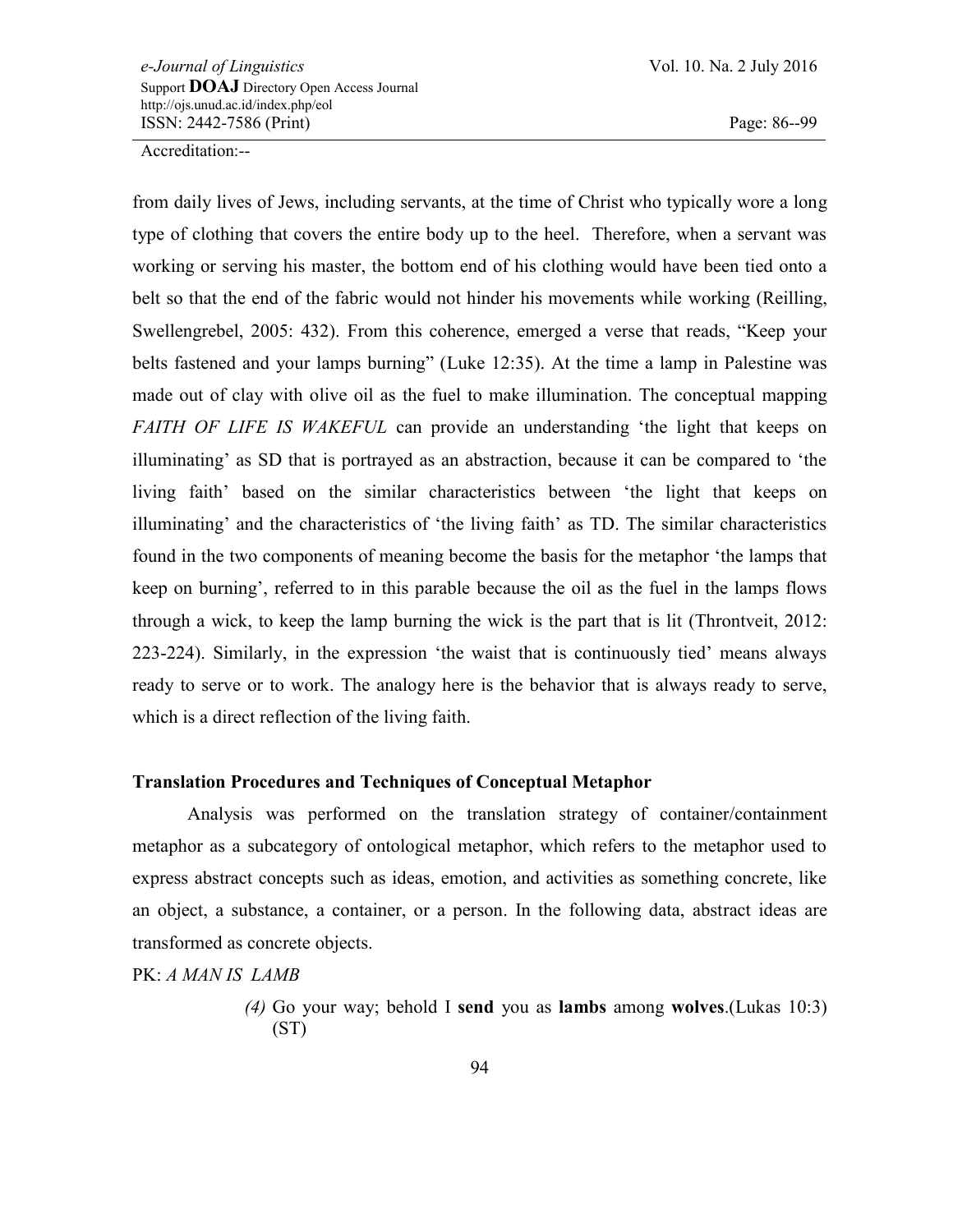from daily lives of Jews, including servants, at the time of Christ who typically wore a long type of clothing that covers the entire body up to the heel. Therefore, when a servant was working or serving his master, the bottom end of his clothing would have been tied onto a belt so that the end of the fabric would not hinder his movements while working (Reilling, Swellengrebel, 2005: 432). From this coherence, emerged a verse that reads, "Keep your belts fastened and your lamps burning" (Luke 12:35). At the time a lamp in Palestine was made out of clay with olive oil as the fuel to make illumination. The conceptual mapping *FAITH OF LIFE IS WAKEFUL* can provide an understanding 'the light that keeps on illuminating' as SD that is portrayed as an abstraction, because it can be compared to 'the living faith' based on the similar characteristics between 'the light that keeps on illuminating' and the characteristics of 'the living faith' as TD. The similar characteristics found in the two components of meaning become the basis for the metaphor 'the lamps that keep on burning', referred to in this parable because the oil as the fuel in the lamps flows through a wick, to keep the lamp burning the wick is the part that is lit (Throntveit, 2012: 223-224). Similarly, in the expression 'the waist that is continuously tied' means always ready to serve or to work. The analogy here is the behavior that is always ready to serve, which is a direct reflection of the living faith.

**Translation Procedures and Techniques of Conceptual Metaphor**

Analysis was performed on the translation strategy of container/containment metaphor as a subcategory of ontological metaphor, which refers to the metaphor used to express abstract concepts such as ideas, emotion, and activities as something concrete, like an object, a substance, a container, or a person. In the following data, abstract ideas are transformed as concrete objects.

PK: *A MAN IS LAMB*

> *(4)* Go your way; behold I **send** you as **lambs** among **wolves**.(Lukas 10:3) (ST)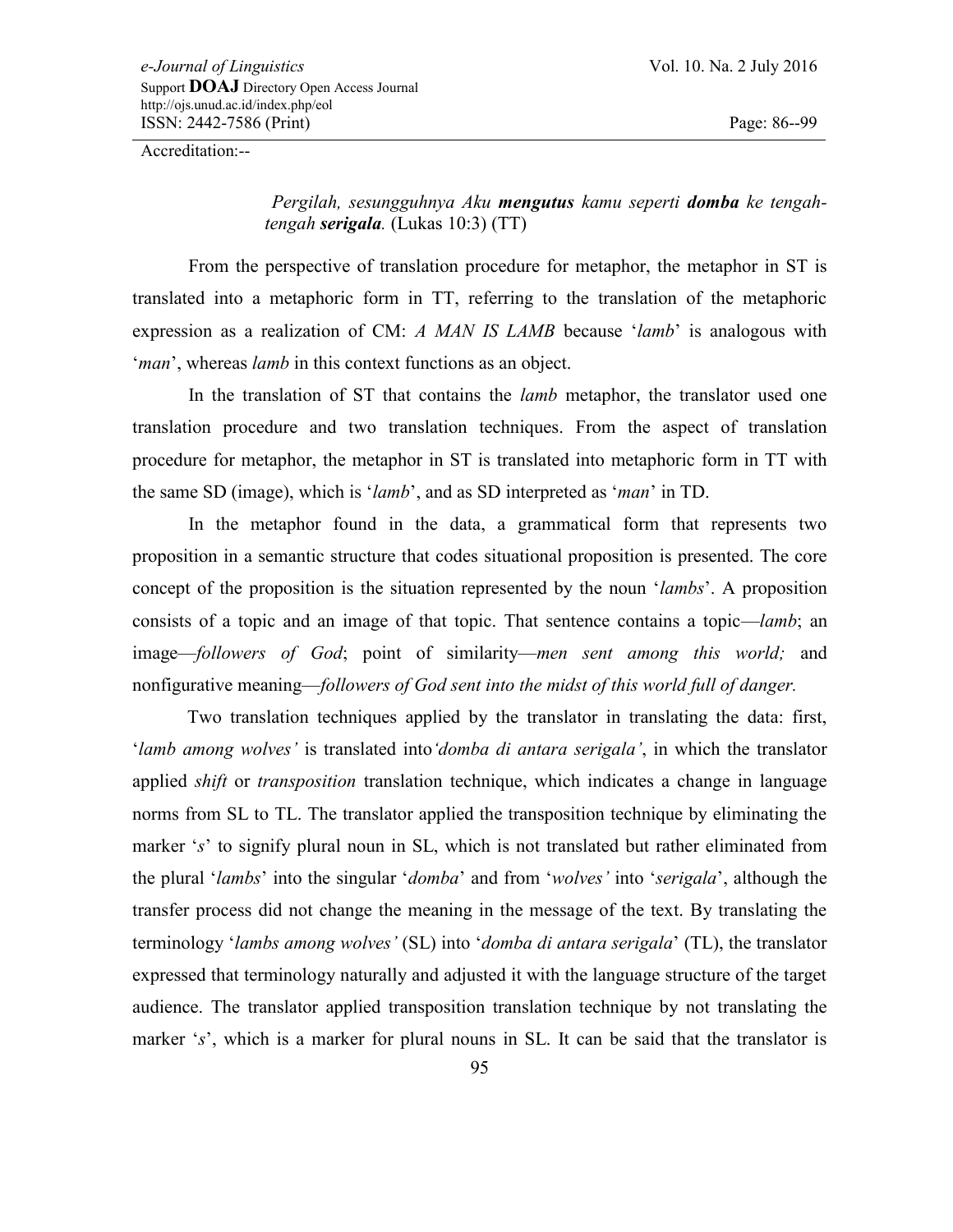*Pergilah, sesungguhnya Aku **mengutus** kamu seperti **domba** ke tengah-tengah **serigala**.* (Lukas 10:3) (TT)

From the perspective of translation procedure for metaphor, the metaphor in ST is translated into a metaphoric form in TT, referring to the translation of the metaphoric expression as a realization of CM: *A MAN IS LAMB* because '*lamb*' is analogous with '*man*', whereas *lamb* in this context functions as an object.

In the translation of ST that contains the *lamb* metaphor, the translator used one translation procedure and two translation techniques. From the aspect of translation procedure for metaphor, the metaphor in ST is translated into metaphoric form in TT with the same SD (image), which is '*lamb*', and as SD interpreted as '*man*' in TD.

In the metaphor found in the data, a grammatical form that represents two proposition in a semantic structure that codes situational proposition is presented. The core concept of the proposition is the situation represented by the noun '*lambs*'. A proposition consists of a topic and an image of that topic. That sentence contains a topic—*lamb*; an image—*followers of God*; point of similarity—*men sent among this world;* and nonfigurative meaning—*followers of God sent into the midst of this world full of danger.*

Two translation techniques applied by the translator in translating the data: first, '*lamb among wolves'* is translated into*'domba di antara serigala'*, in which the translator applied *shift* or *transposition* translation technique, which indicates a change in language norms from SL to TL. The translator applied the transposition technique by eliminating the marker '*s*' to signify plural noun in SL, which is not translated but rather eliminated from the plural '*lambs*' into the singular '*domba*' and from '*wolves'* into '*serigala*', although the transfer process did not change the meaning in the message of the text. By translating the terminology '*lambs among wolves'* (SL) into '*domba di antara serigala*' (TL), the translator expressed that terminology naturally and adjusted it with the language structure of the target audience. The translator applied transposition translation technique by not translating the marker '*s*', which is a marker for plural nouns in SL. It can be said that the translator is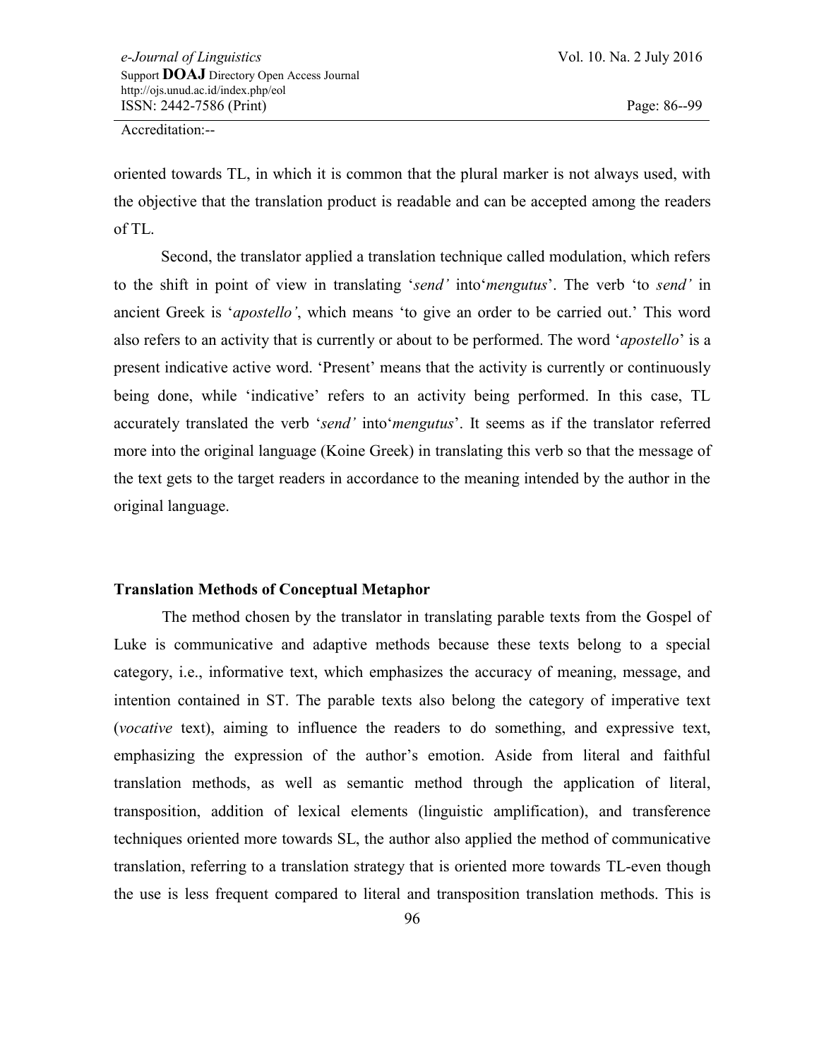oriented towards TL, in which it is common that the plural marker is not always used, with the objective that the translation product is readable and can be accepted among the readers of TL.

Second, the translator applied a translation technique called modulation, which refers to the shift in point of view in translating '*send'* into'*mengutus*'. The verb 'to *send'* in ancient Greek is '*apostello'*, which means 'to give an order to be carried out.' This word also refers to an activity that is currently or about to be performed. The word '*apostello*' is a present indicative active word. 'Present' means that the activity is currently or continuously being done, while 'indicative' refers to an activity being performed. In this case, TL accurately translated the verb '*send'* into'*mengutus*'. It seems as if the translator referred more into the original language (Koine Greek) in translating this verb so that the message of the text gets to the target readers in accordance to the meaning intended by the author in the original language.

### Translation Methods of Conceptual Metaphor

The method chosen by the translator in translating parable texts from the Gospel of Luke is communicative and adaptive methods because these texts belong to a special category, i.e., informative text, which emphasizes the accuracy of meaning, message, and intention contained in ST. The parable texts also belong the category of imperative text (*vocative* text), aiming to influence the readers to do something, and expressive text, emphasizing the expression of the author's emotion. Aside from literal and faithful translation methods, as well as semantic method through the application of literal, transposition, addition of lexical elements (linguistic amplification), and transference techniques oriented more towards SL, the author also applied the method of communicative translation, referring to a translation strategy that is oriented more towards TL-even though the use is less frequent compared to literal and transposition translation methods. This is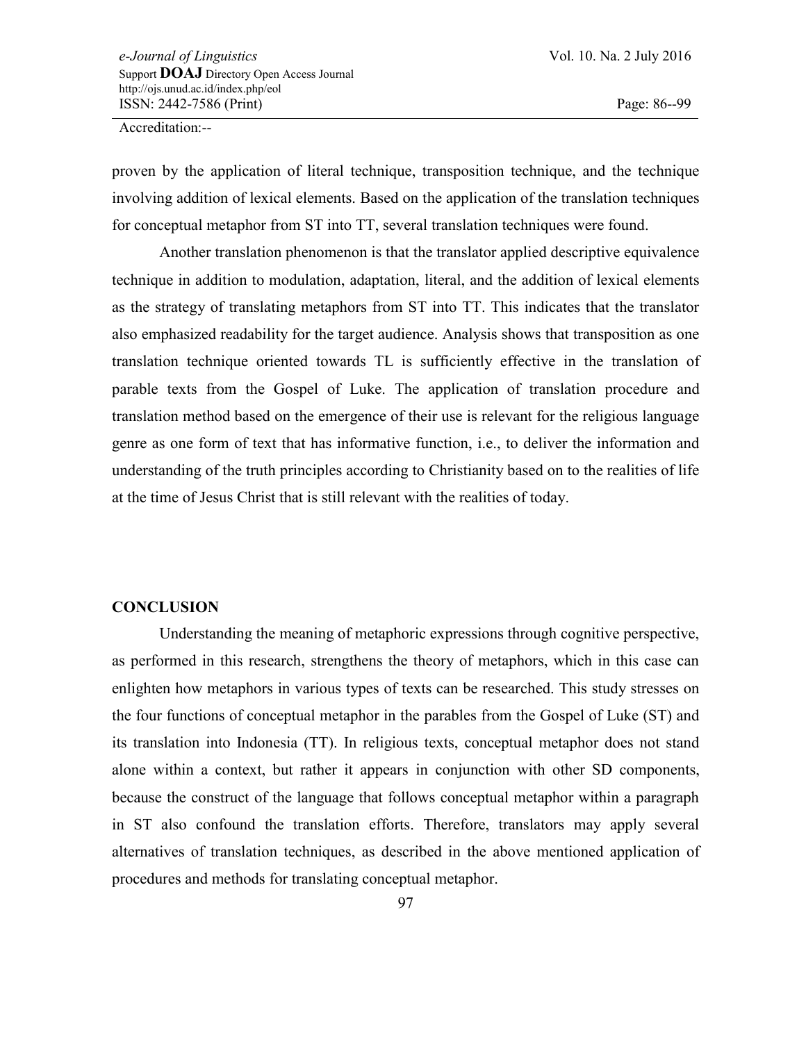proven by the application of literal technique, transposition technique, and the technique involving addition of lexical elements. Based on the application of the translation techniques for conceptual metaphor from ST into TT, several translation techniques were found.

Another translation phenomenon is that the translator applied descriptive equivalence technique in addition to modulation, adaptation, literal, and the addition of lexical elements as the strategy of translating metaphors from ST into TT. This indicates that the translator also emphasized readability for the target audience. Analysis shows that transposition as one translation technique oriented towards TL is sufficiently effective in the translation of parable texts from the Gospel of Luke. The application of translation procedure and translation method based on the emergence of their use is relevant for the religious language genre as one form of text that has informative function, i.e., to deliver the information and understanding of the truth principles according to Christianity based on to the realities of life at the time of Jesus Christ that is still relevant with the realities of today.

## CONCLUSION

Understanding the meaning of metaphoric expressions through cognitive perspective, as performed in this research, strengthens the theory of metaphors, which in this case can enlighten how metaphors in various types of texts can be researched. This study stresses on the four functions of conceptual metaphor in the parables from the Gospel of Luke (ST) and its translation into Indonesia (TT). In religious texts, conceptual metaphor does not stand alone within a context, but rather it appears in conjunction with other SD components, because the construct of the language that follows conceptual metaphor within a paragraph in ST also confound the translation efforts. Therefore, translators may apply several alternatives of translation techniques, as described in the above mentioned application of procedures and methods for translating conceptual metaphor.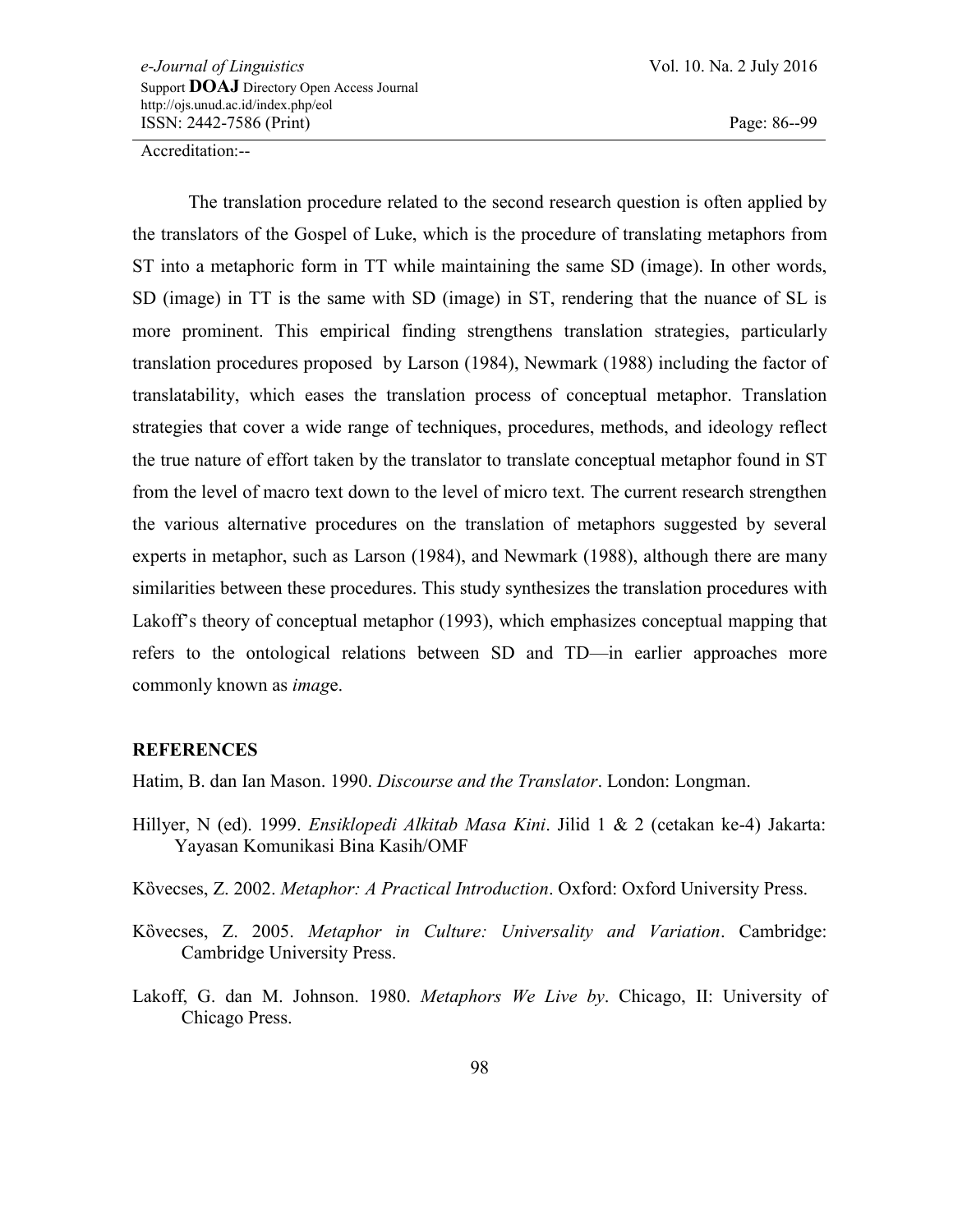The translation procedure related to the second research question is often applied by the translators of the Gospel of Luke, which is the procedure of translating metaphors from ST into a metaphoric form in TT while maintaining the same SD (image). In other words, SD (image) in TT is the same with SD (image) in ST, rendering that the nuance of SL is more prominent. This empirical finding strengthens translation strategies, particularly translation procedures proposed by Larson (1984), Newmark (1988) including the factor of translatability, which eases the translation process of conceptual metaphor. Translation strategies that cover a wide range of techniques, procedures, methods, and ideology reflect the true nature of effort taken by the translator to translate conceptual metaphor found in ST from the level of macro text down to the level of micro text. The current research strengthen the various alternative procedures on the translation of metaphors suggested by several experts in metaphor, such as Larson (1984), and Newmark (1988), although there are many similarities between these procedures. This study synthesizes the translation procedures with Lakoff's theory of conceptual metaphor (1993), which emphasizes conceptual mapping that refers to the ontological relations between SD and TD—in earlier approaches more commonly known as *imag*e.

## REFERENCES

Hatim, B. dan Ian Mason. 1990. *Discourse and the Translator*. London: Longman.

Hillyer, N (ed). 1999. *Ensiklopedi Alkitab Masa Kini*. Jilid 1 & 2 (cetakan ke-4) Jakarta: Yayasan Komunikasi Bina Kasih/OMF

Kȍvecses, Z. 2002. *Metaphor: A Practical Introduction*. Oxford: Oxford University Press.

Kȍvecses, Z. 2005. *Metaphor in Culture: Universality and Variation*. Cambridge: Cambridge University Press.

Lakoff, G. dan M. Johnson. 1980. *Metaphors We Live by*. Chicago, II: University of Chicago Press.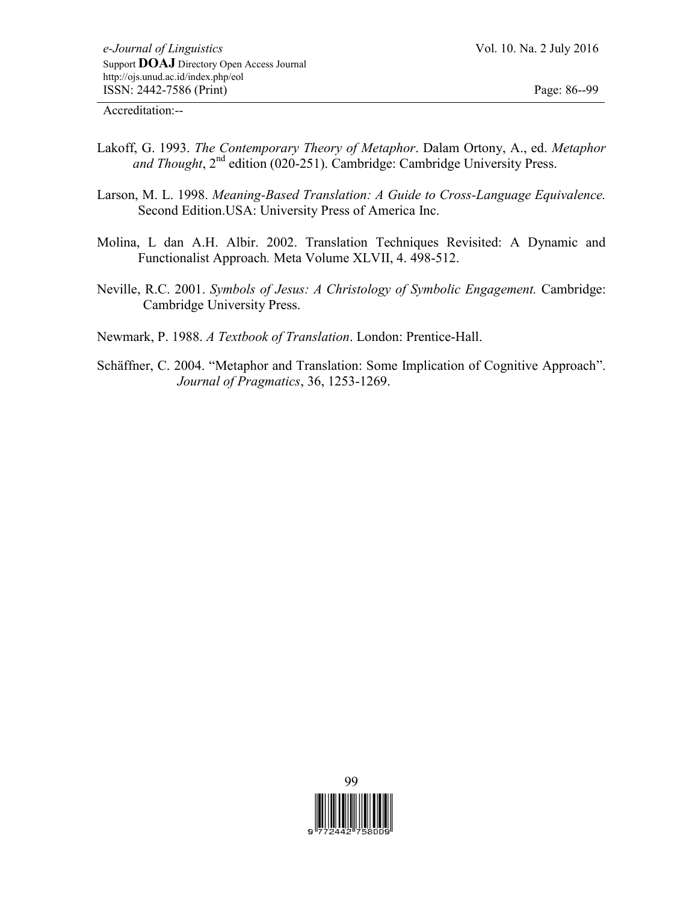Lakoff, G. 1993. *The Contemporary Theory of Metaphor*. Dalam Ortony, A., ed. *Metaphor and Thought*, 2nd edition (020-251). Cambridge: Cambridge University Press.

Larson, M. L. 1998. *Meaning-Based Translation: A Guide to Cross-Language Equivalence.* Second Edition.USA: University Press of America Inc.

Molina, L dan A.H. Albir. 2002. Translation Techniques Revisited: A Dynamic and Functionalist Approach*.* Meta Volume XLVII, 4. 498-512.

Neville, R.C. 2001. *Symbols of Jesus: A Christology of Symbolic Engagement.* Cambridge: Cambridge University Press.

Newmark, P. 1988. *A Textbook of Translation*. London: Prentice-Hall.

Schäffner, C. 2004. "Metaphor and Translation: Some Implication of Cognitive Approach". *Journal of Pragmatics*, 36, 1253-1269.